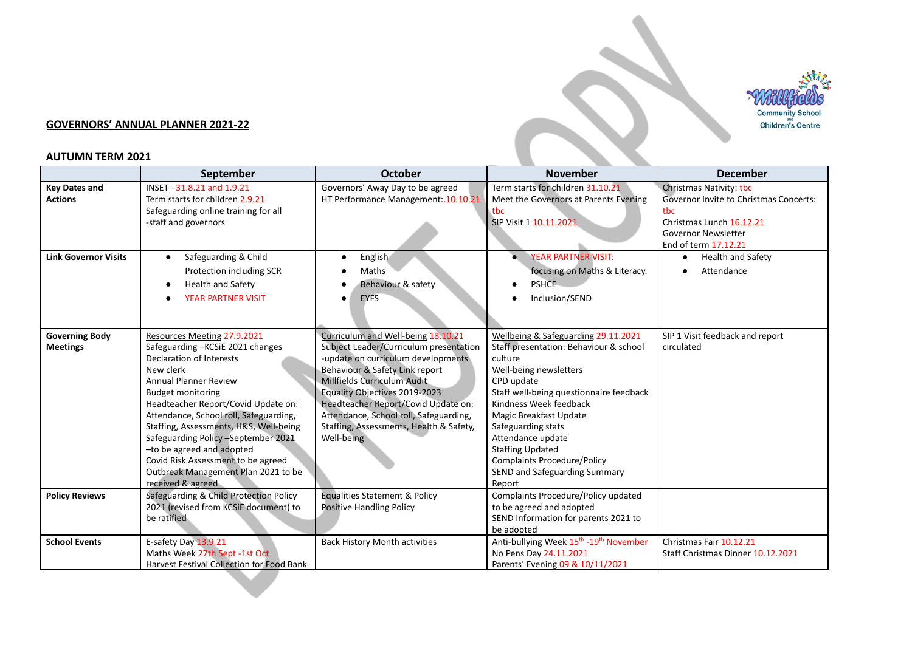## GOVERNORS' ANNUAL PLANNER 2021-22

### AUTUMN TERM 2021

| | September | October | November | December |
|---|---|---|---|---|
| **Key Dates and Actions** | INSET –31.8.21 and 1.9.21<br>Term starts for children 2.9.21<br>Safeguarding online training for all -staff and governors | Governors' Away Day to be agreed<br>HT Performance Management:.10.10.21 | Term starts for children 31.10.21<br>Meet the Governors at Parents Evening tbc<br>SIP Visit 1 10.11.2021 | Christmas Nativity: tbc<br>Governor Invite to Christmas Concerts: tbc<br>Christmas Lunch 16.12.21<br>Governor Newsletter<br>End of term 17.12.21 |
| **Link Governor Visits** | • Safeguarding & Child Protection including SCR<br>• Health and Safety<br>• YEAR PARTNER VISIT | • English<br>• Maths<br>• Behaviour & safety<br>• EYFS | • YEAR PARTNER VISIT: focusing on Maths & Literacy.<br>• PSHCE<br>• Inclusion/SEND | • Health and Safety<br>• Attendance |
| **Governing Body Meetings** | Resources Meeting 27.9.2021<br>Safeguarding –KCSiE 2021 changes<br>Declaration of Interests<br>New clerk<br>Annual Planner Review<br>Budget monitoring<br>Headteacher Report/Covid Update on: Attendance, School roll, Safeguarding, Staffing, Assessments, H&S, Well-being<br>Safeguarding Policy –September 2021 –to be agreed and adopted<br>Covid Risk Assessment to be agreed<br>Outbreak Management Plan 2021 to be received & agreed | Curriculum and Well-being 18.10.21<br>Subject Leader/Curriculum presentation -update on curriculum developments<br>Behaviour & Safety Link report<br>Millfields Curriculum Audit<br>Equality Objectives 2019-2023<br>Headteacher Report/Covid Update on: Attendance, School roll, Safeguarding, Staffing, Assessments, Health & Safety, Well-being | Wellbeing & Safeguarding 29.11.2021<br>Staff presentation: Behaviour & school culture<br>Well-being newsletters<br>CPD update<br>Staff well-being questionnaire feedback<br>Kindness Week feedback<br>Magic Breakfast Update<br>Safeguarding stats<br>Attendance update<br>Staffing Updated<br>Complaints Procedure/Policy<br>SEND and Safeguarding Summary Report | SIP 1 Visit feedback and report circulated |
| **Policy Reviews** | Safeguarding & Child Protection Policy 2021 (revised from KCSiE document) to be ratified | Equalities Statement & Policy<br>Positive Handling Policy | Complaints Procedure/Policy updated to be agreed and adopted<br>SEND Information for parents 2021 to be adopted | |
| **School Events** | E-safety Day 13.9.21<br>Maths Week 27th Sept -1st Oct<br>Harvest Festival Collection for Food Bank | Back History Month activities | Anti-bullying Week 15th -19th November<br>No Pens Day 24.11.2021<br>Parents' Evening 09 & 10/11/2021 | Christmas Fair 10.12.21<br>Staff Christmas Dinner 10.12.2021 |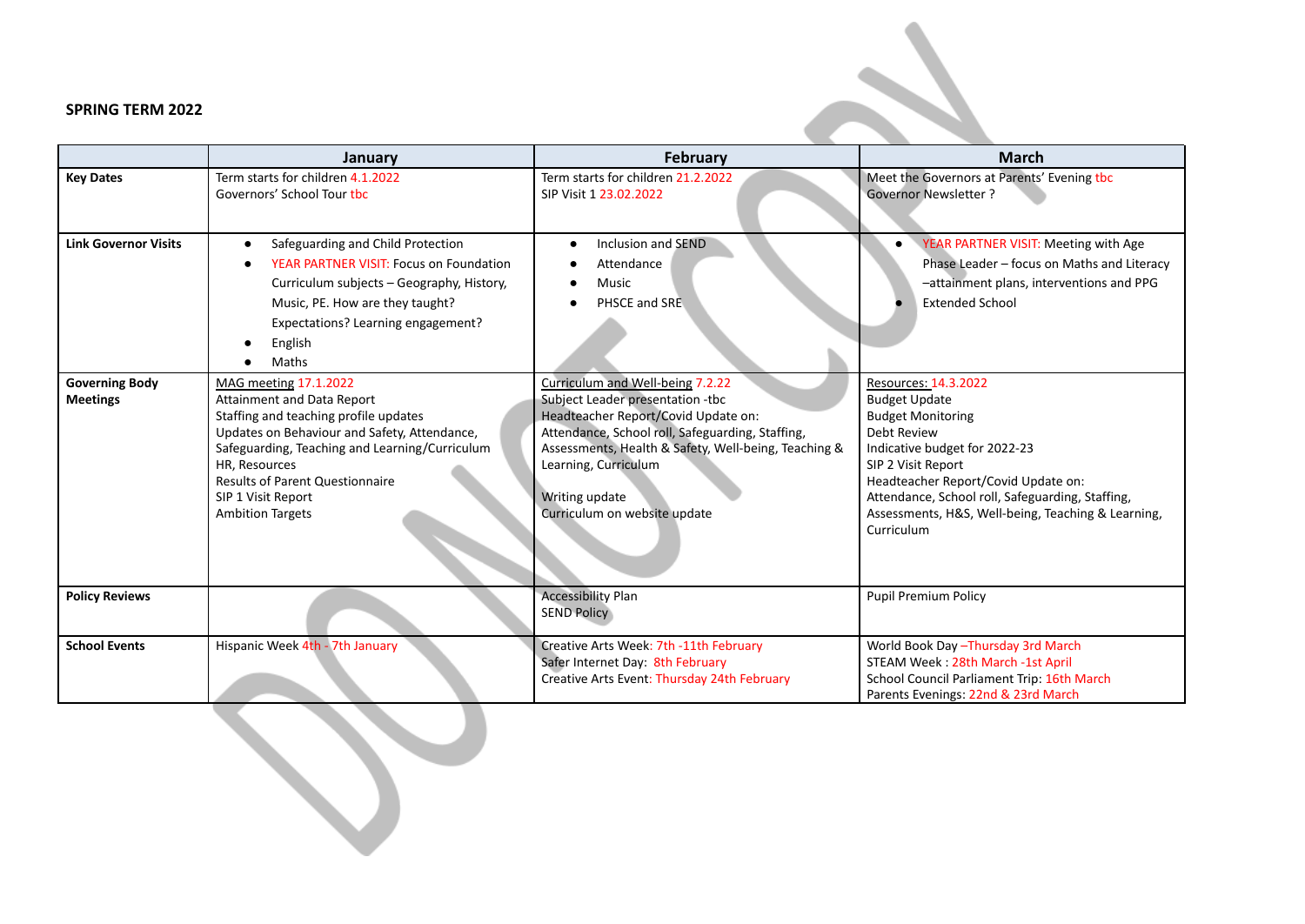**SPRING TERM 2022**

| | January | February | March |
|---|---|---|---|
| **Key Dates** | Term starts for children 4.1.2022<br>Governors' School Tour tbc | Term starts for children 21.2.2022<br>SIP Visit 1 23.02.2022 | Meet the Governors at Parents' Evening tbc<br>Governor Newsletter ? |
| **Link Governor Visits** | • Safeguarding and Child Protection<br>• YEAR PARTNER VISIT: Focus on Foundation Curriculum subjects – Geography, History, Music, PE. How are they taught? Expectations? Learning engagement?<br>• English<br>• Maths | • Inclusion and SEND<br>• Attendance<br>• Music<br>• PHSCE and SRE | • YEAR PARTNER VISIT: Meeting with Age Phase Leader – focus on Maths and Literacy –attainment plans, interventions and PPG<br>• Extended School |
| **Governing Body Meetings** | MAG meeting 17.1.2022<br>Attainment and Data Report<br>Staffing and teaching profile updates<br>Updates on Behaviour and Safety, Attendance, Safeguarding, Teaching and Learning/Curriculum HR, Resources<br>Results of Parent Questionnaire<br>SIP 1 Visit Report<br>Ambition Targets | Curriculum and Well-being 7.2.22<br>Subject Leader presentation -tbc<br>Headteacher Report/Covid Update on:<br>Attendance, School roll, Safeguarding, Staffing, Assessments, Health & Safety, Well-being, Teaching & Learning, Curriculum<br><br>Writing update<br>Curriculum on website update | Resources: 14.3.2022<br>Budget Update<br>Budget Monitoring<br>Debt Review<br>Indicative budget for 2022-23<br>SIP 2 Visit Report<br>Headteacher Report/Covid Update on:<br>Attendance, School roll, Safeguarding, Staffing, Assessments, H&S, Well-being, Teaching & Learning, Curriculum |
| **Policy Reviews** | | Accessibility Plan<br>SEND Policy | Pupil Premium Policy |
| **School Events** | Hispanic Week 4th - 7th January | Creative Arts Week: 7th -11th February<br>Safer Internet Day: 8th February<br>Creative Arts Event: Thursday 24th February | World Book Day –Thursday 3rd March<br>STEAM Week : 28th March -1st April<br>School Council Parliament Trip: 16th March<br>Parents Evenings: 22nd & 23rd March |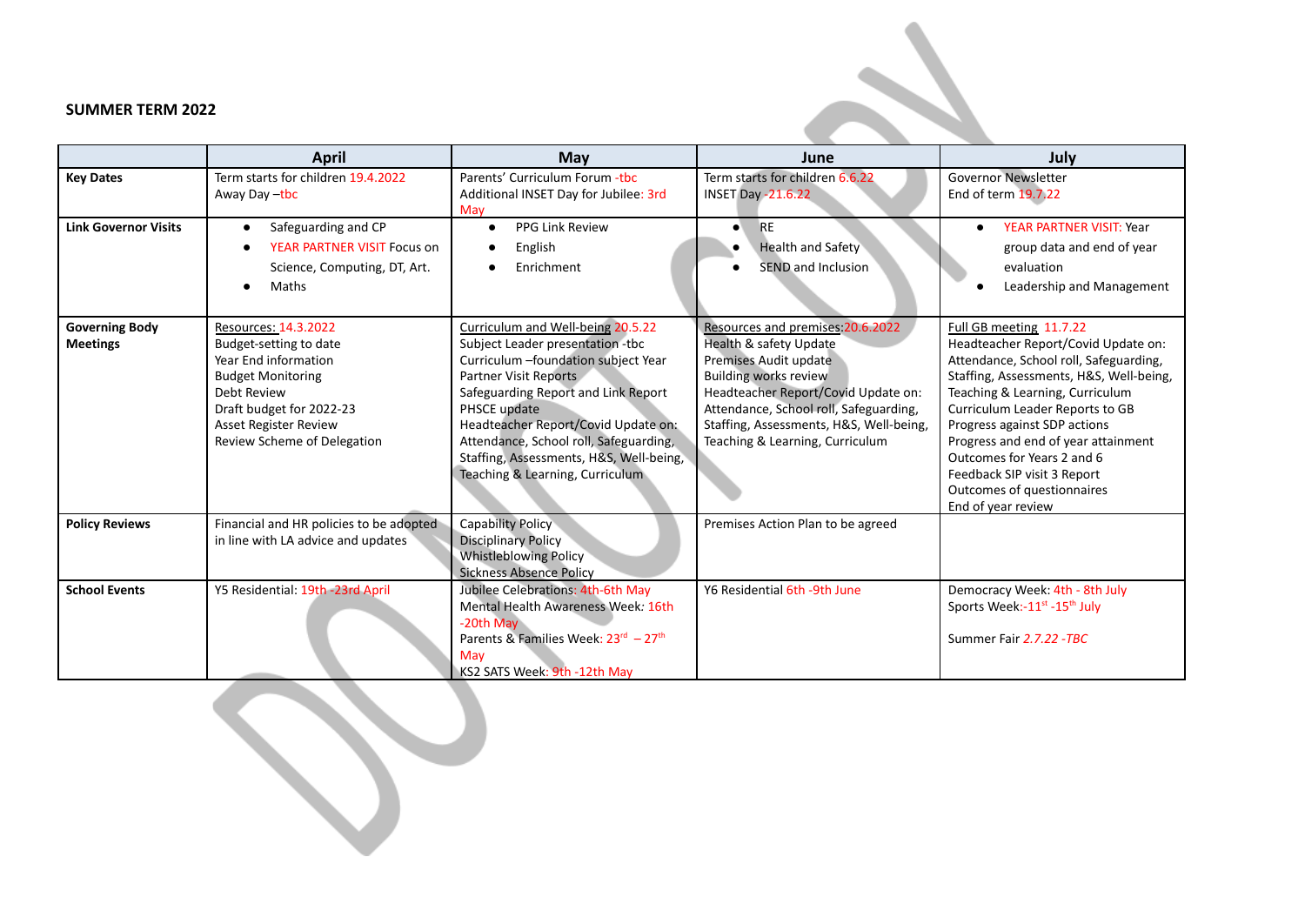**SUMMER TERM 2022**

| | April | May | June | July |
|---|---|---|---|---|
| **Key Dates** | Term starts for children 19.4.2022<br>Away Day –tbc | Parents' Curriculum Forum -tbc<br>Additional INSET Day for Jubilee: 3rd May | Term starts for children 6.6.22<br>INSET Day -21.6.22 | Governor Newsletter<br>End of term 19.7.22 |
| **Link Governor Visits** | • Safeguarding and CP<br>• YEAR PARTNER VISIT Focus on Science, Computing, DT, Art.<br>• Maths | • PPG Link Review<br>• English<br>• Enrichment | • RE<br>• Health and Safety<br>• SEND and Inclusion | • YEAR PARTNER VISIT: Year group data and end of year evaluation<br>• Leadership and Management |
| **Governing Body Meetings** | Resources: 14.3.2022<br>Budget-setting to date<br>Year End information<br>Budget Monitoring<br>Debt Review<br>Draft budget for 2022-23<br>Asset Register Review<br>Review Scheme of Delegation | Curriculum and Well-being 20.5.22<br>Subject Leader presentation -tbc<br>Curriculum –foundation subject Year Partner Visit Reports<br>Safeguarding Report and Link Report<br>PHSCE update<br>Headteacher Report/Covid Update on: Attendance, School roll, Safeguarding, Staffing, Assessments, H&S, Well-being, Teaching & Learning, Curriculum | Resources and premises:20.6.2022<br>Health & safety Update<br>Premises Audit update<br>Building works review<br>Headteacher Report/Covid Update on: Attendance, School roll, Safeguarding, Staffing, Assessments, H&S, Well-being, Teaching & Learning, Curriculum | Full GB meeting 11.7.22<br>Headteacher Report/Covid Update on: Attendance, School roll, Safeguarding, Staffing, Assessments, H&S, Well-being, Teaching & Learning, Curriculum<br>Curriculum Leader Reports to GB<br>Progress against SDP actions<br>Progress and end of year attainment<br>Outcomes for Years 2 and 6<br>Feedback SIP visit 3 Report<br>Outcomes of questionnaires<br>End of year review |
| **Policy Reviews** | Financial and HR policies to be adopted in line with LA advice and updates | Capability Policy<br>Disciplinary Policy<br>Whistleblowing Policy<br>Sickness Absence Policy | Premises Action Plan to be agreed | |
| **School Events** | Y5 Residential: 19th -23rd April | Jubilee Celebrations: 4th-6th May<br>Mental Health Awareness Week: 16th -20th May<br>Parents & Families Week: 23rd – 27th May<br>KS2 SATS Week: 9th -12th May | Y6 Residential 6th -9th June | Democracy Week: 4th - 8th July<br>Sports Week:-11st -15th July<br><br>Summer Fair *2.7.22 -TBC* |